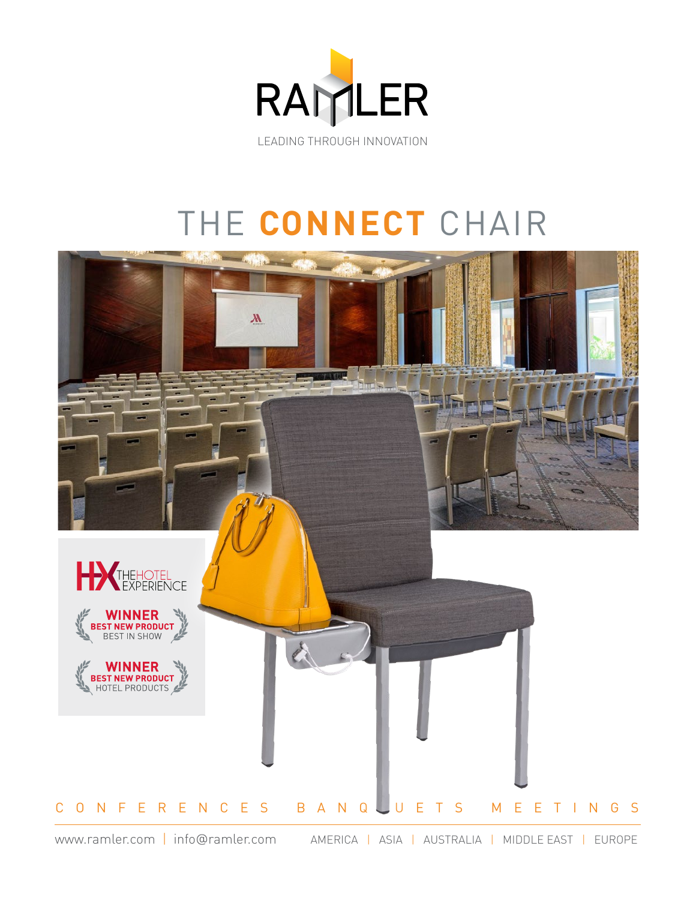# RAMLER

LEADING THROUGH INNOVATION

# THE **CONNECT** CHAIR

THE HOTEL EXPERIENCE

**WINNER**
**BEST NEW PRODUCT**
BEST IN SHOW

**WINNER**
**BEST NEW PRODUCT**
HOTEL PRODUCTS

CONFERENCES BANQUETS MEETINGS

www.ramler.com | info@ramler.com AMERICA | ASIA | AUSTRALIA | MIDDLE EAST | EUROPE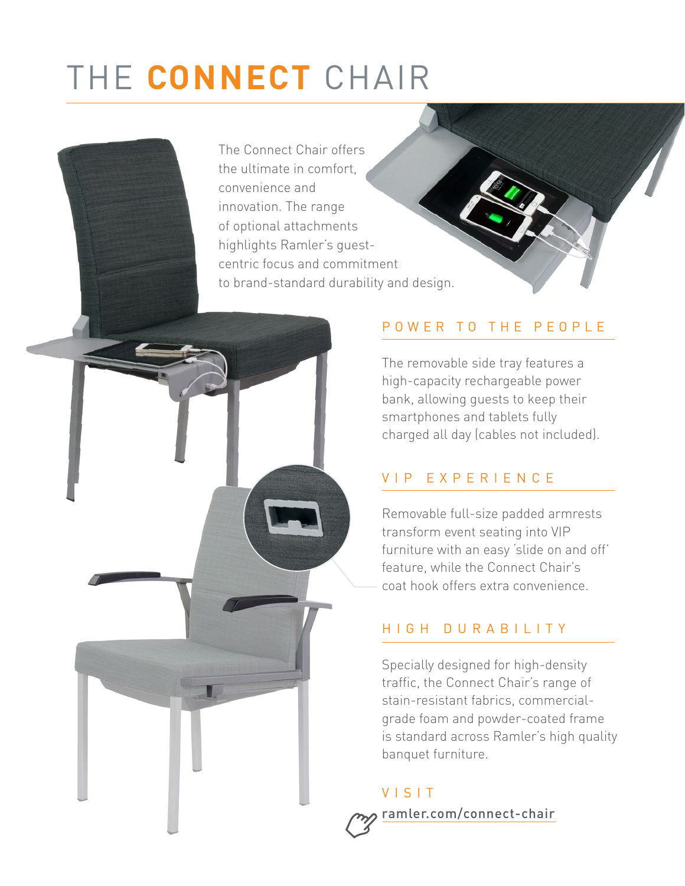# THE **CONNECT** CHAIR

The Connect Chair offers the ultimate in comfort, convenience and innovation. The range of optional attachments highlights Ramler's guest-centric focus and commitment to brand-standard durability and design.

## POWER TO THE PEOPLE

The removable side tray features a high-capacity rechargeable power bank, allowing guests to keep their smartphones and tablets fully charged all day (cables not included).

## VIP EXPERIENCE

Removable full-size padded armrests transform event seating into VIP furniture with an easy 'slide on and off' feature, while the Connect Chair's coat hook offers extra convenience.

## HIGH DURABILITY

Specially designed for high-density traffic, the Connect Chair's range of stain-resistant fabrics, commercial-grade foam and powder-coated frame is standard across Ramler's high quality banquet furniture.

## VISIT

ramler.com/connect-chair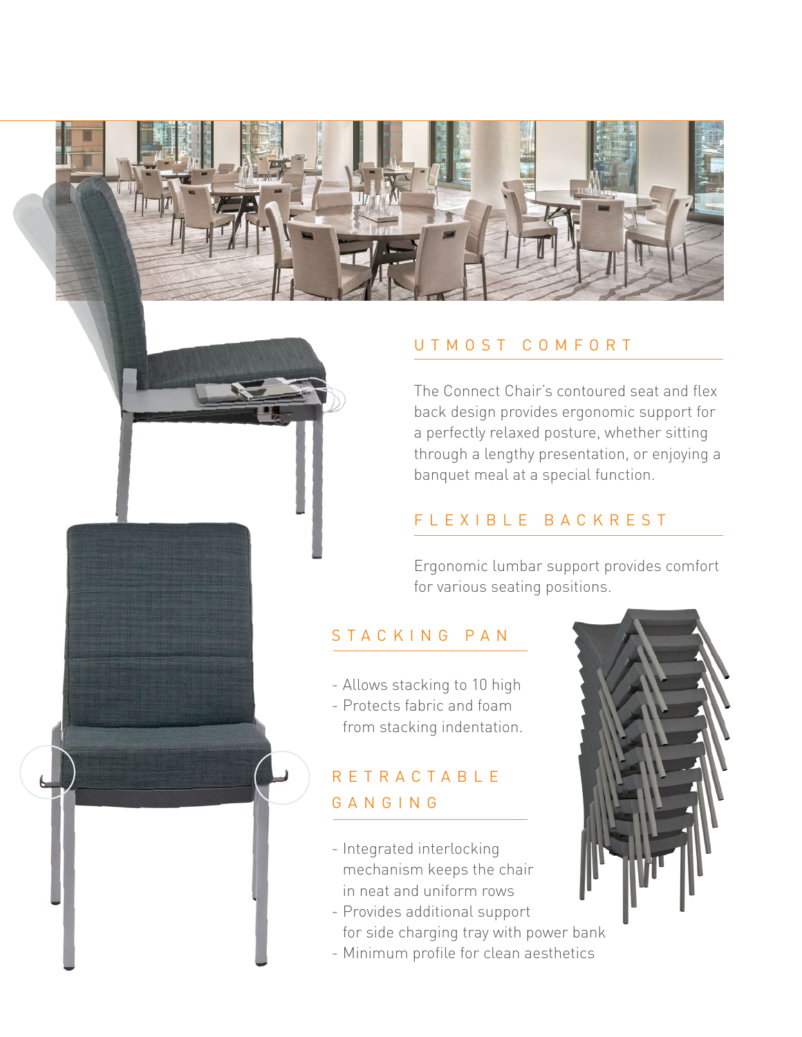## UTMOST COMFORT

The Connect Chair's contoured seat and flex back design provides ergonomic support for a perfectly relaxed posture, whether sitting through a lengthy presentation, or enjoying a banquet meal at a special function.

## FLEXIBLE BACKREST

Ergonomic lumbar support provides comfort for various seating positions.

## STACKING PAN

- Allows stacking to 10 high
- Protects fabric and foam from stacking indentation.

## RETRACTABLE GANGING

- Integrated interlocking mechanism keeps the chair in neat and uniform rows
- Provides additional support for side charging tray with power bank
- Minimum profile for clean aesthetics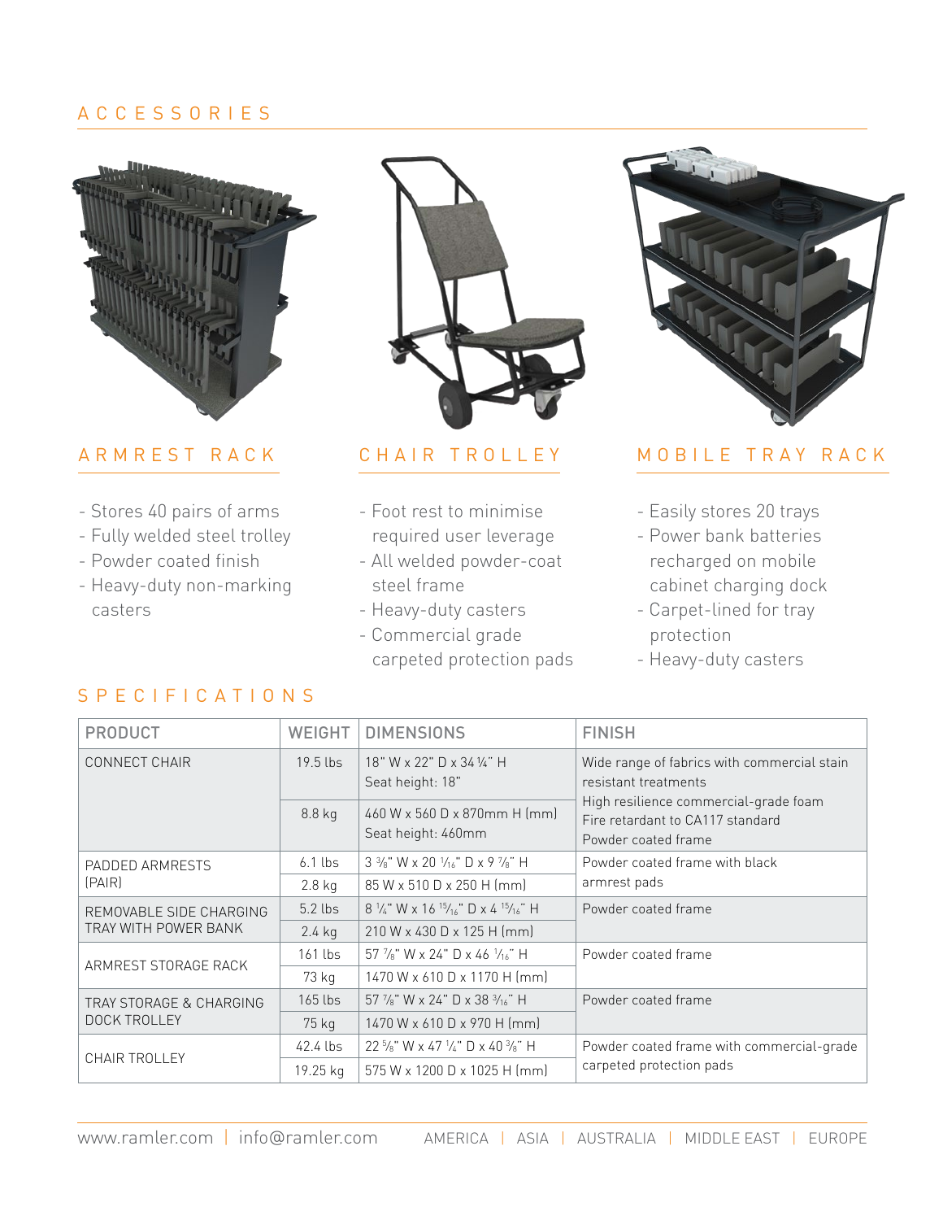## ACCESSORIES

### ARMREST RACK

- Stores 40 pairs of arms
- Fully welded steel trolley
- Powder coated finish
- Heavy-duty non-marking casters

### CHAIR TROLLEY

- Foot rest to minimise required user leverage
- All welded powder-coat steel frame
- Heavy-duty casters
- Commercial grade carpeted protection pads

### MOBILE TRAY RACK

- Easily stores 20 trays
- Power bank batteries recharged on mobile cabinet charging dock
- Carpet-lined for tray protection
- Heavy-duty casters

## SPECIFICATIONS

| PRODUCT | WEIGHT | DIMENSIONS | FINISH |
|---|---|---|---|
| CONNECT CHAIR | 19.5 lbs | 18" W x 22" D x 34 ¼" H<br>Seat height: 18" | Wide range of fabrics with commercial stain resistant treatments<br>High resilience commercial-grade foam<br>Fire retardant to CA117 standard<br>Powder coated frame |
| | 8.8 kg | 460 W x 560 D x 870mm H (mm)<br>Seat height: 460mm | |
| PADDED ARMRESTS (PAIR) | 6.1 lbs | 3 ⅜" W x 20 ¹⁄₁₆" D x 9 ⅞" H | Powder coated frame with black armrest pads |
| | 2.8 kg | 85 W x 510 D x 250 H (mm) | |
| REMOVABLE SIDE CHARGING TRAY WITH POWER BANK | 5.2 lbs | 8 ¼" W x 16 ¹⁵⁄₁₆" D x 4 ¹⁵⁄₁₆" H | Powder coated frame |
| | 2.4 kg | 210 W x 430 D x 125 H (mm) | |
| ARMREST STORAGE RACK | 161 lbs | 57 ⅞" W x 24" D x 46 ¹⁄₁₆" H | Powder coated frame |
| | 73 kg | 1470 W x 610 D x 1170 H (mm) | |
| TRAY STORAGE & CHARGING DOCK TROLLEY | 165 lbs | 57 ⅞" W x 24" D x 38 ³⁄₁₆" H | Powder coated frame |
| | 75 kg | 1470 W x 610 D x 970 H (mm) | |
| CHAIR TROLLEY | 42.4 lbs | 22 ⅝" W x 47 ¼" D x 40 ⅜" H | Powder coated frame with commercial-grade carpeted protection pads |
| | 19.25 kg | 575 W x 1200 D x 1025 H (mm) | |

www.ramler.com | info@ramler.com AMERICA | ASIA | AUSTRALIA | MIDDLE EAST | EUROPE